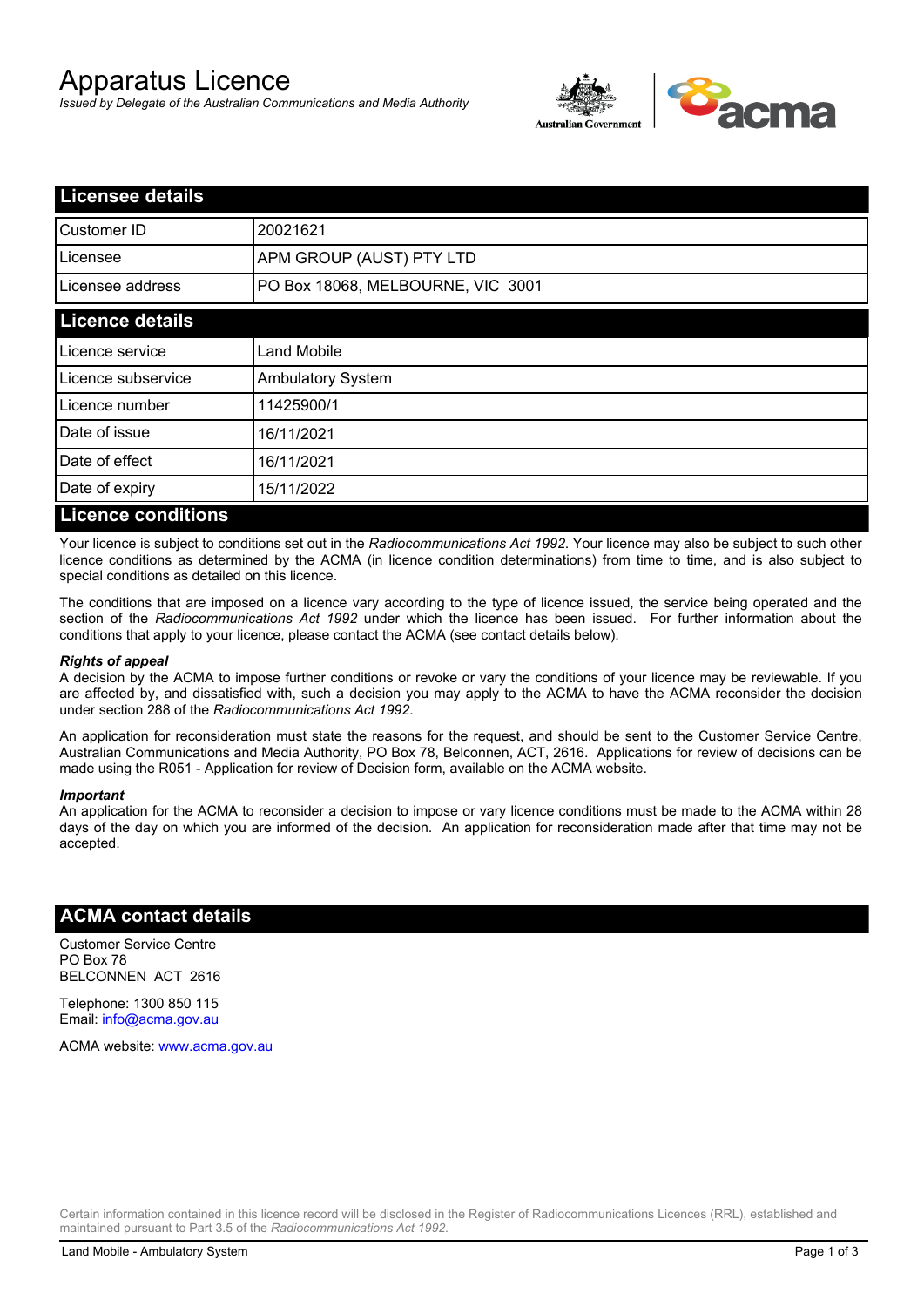# Apparatus Licence

*Issued by Delegate of the Australian Communications and Media Authority*

## Licensee details

| | |
|---|---|
| Customer ID | 20021621 |
| Licensee | APM GROUP (AUST) PTY LTD |
| Licensee address | PO Box 18068, MELBOURNE, VIC 3001 |

## Licence details

| | |
|---|---|
| Licence service | Land Mobile |
| Licence subservice | Ambulatory System |
| Licence number | 11425900/1 |
| Date of issue | 16/11/2021 |
| Date of effect | 16/11/2021 |
| Date of expiry | 15/11/2022 |

## Licence conditions

Your licence is subject to conditions set out in the *Radiocommunications Act 1992*. Your licence may also be subject to such other licence conditions as determined by the ACMA (in licence condition determinations) from time to time, and is also subject to special conditions as detailed on this licence.

The conditions that are imposed on a licence vary according to the type of licence issued, the service being operated and the section of the *Radiocommunications Act 1992* under which the licence has been issued. For further information about the conditions that apply to your licence, please contact the ACMA (see contact details below).

***Rights of appeal***

A decision by the ACMA to impose further conditions or revoke or vary the conditions of your licence may be reviewable. If you are affected by, and dissatisfied with, such a decision you may apply to the ACMA to have the ACMA reconsider the decision under section 288 of the *Radiocommunications Act 1992*.

An application for reconsideration must state the reasons for the request, and should be sent to the Customer Service Centre, Australian Communications and Media Authority, PO Box 78, Belconnen, ACT, 2616. Applications for review of decisions can be made using the R051 - Application for review of Decision form, available on the ACMA website.

***Important***

An application for the ACMA to reconsider a decision to impose or vary licence conditions must be made to the ACMA within 28 days of the day on which you are informed of the decision. An application for reconsideration made after that time may not be accepted.

## ACMA contact details

Customer Service Centre
PO Box 78
BELCONNEN ACT 2616

Telephone: 1300 850 115
Email: info@acma.gov.au

ACMA website: www.acma.gov.au

Certain information contained in this licence record will be disclosed in the Register of Radiocommunications Licences (RRL), established and maintained pursuant to Part 3.5 of the *Radiocommunications Act 1992*.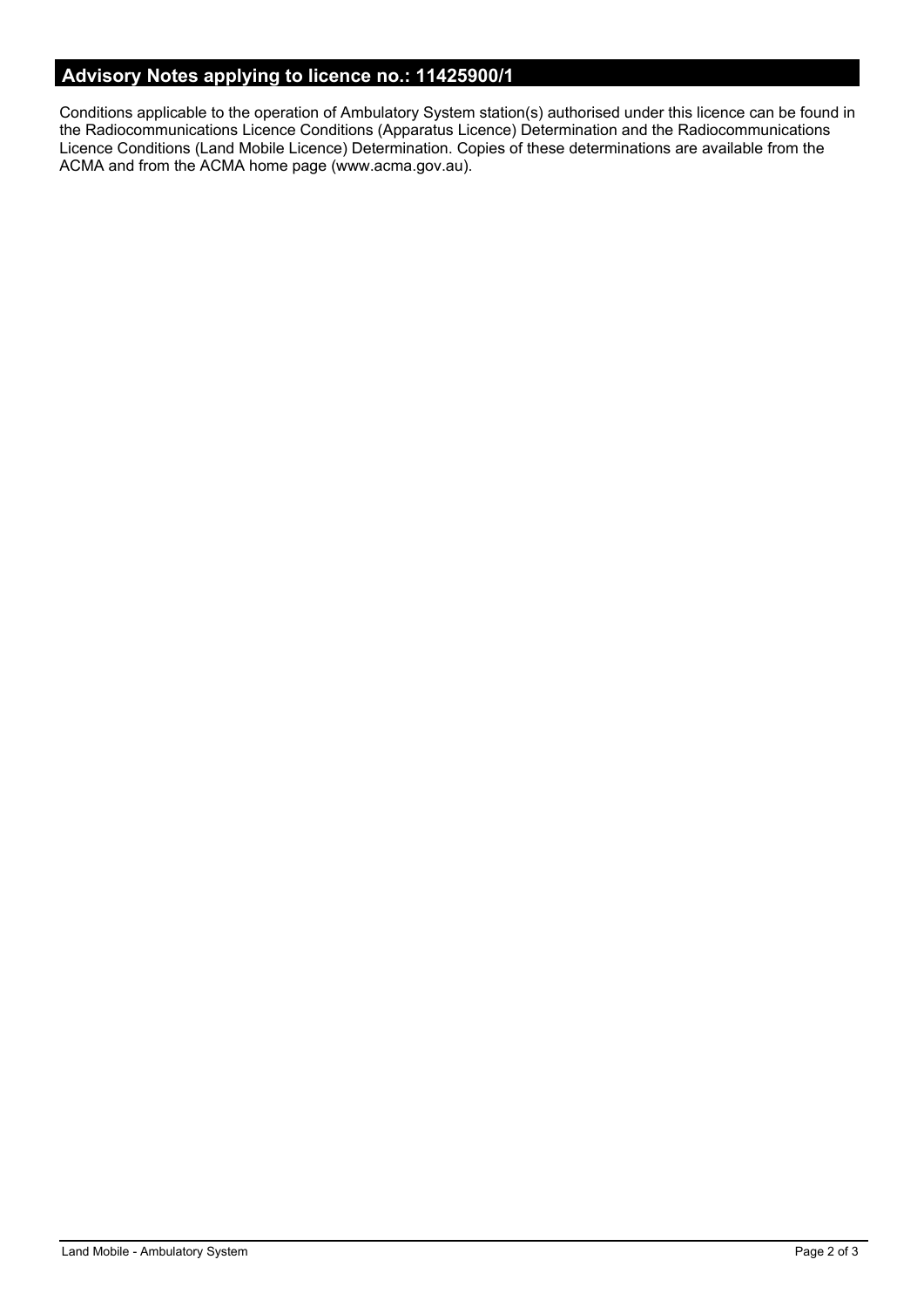## Advisory Notes applying to licence no.: 11425900/1

Conditions applicable to the operation of Ambulatory System station(s) authorised under this licence can be found in the Radiocommunications Licence Conditions (Apparatus Licence) Determination and the Radiocommunications Licence Conditions (Land Mobile Licence) Determination. Copies of these determinations are available from the ACMA and from the ACMA home page (www.acma.gov.au).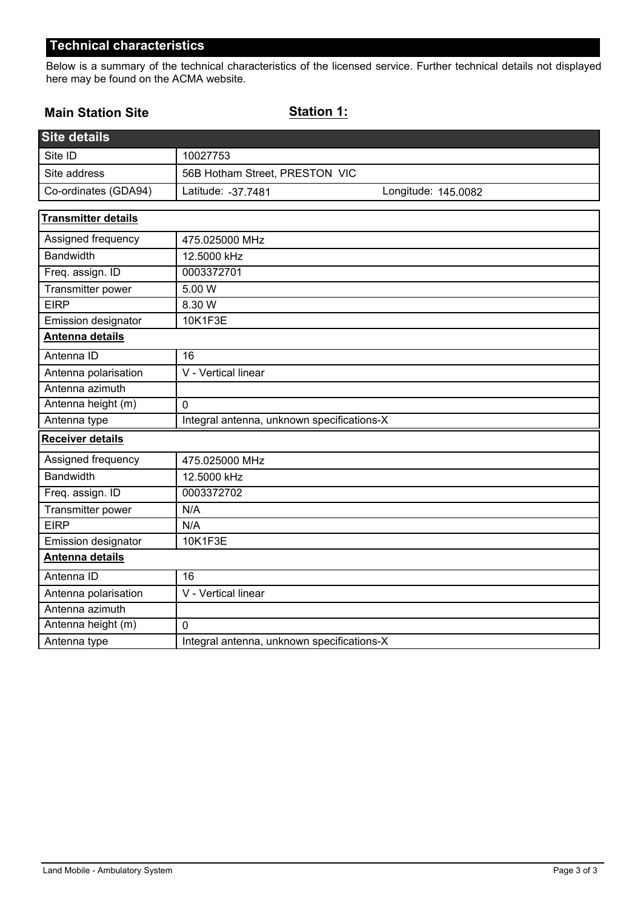## Technical characteristics

Below is a summary of the technical characteristics of the licensed service. Further technical details not displayed here may be found on the ACMA website.

**Main Station Site** **Station 1:**

| Site details | |
| --- | --- |
| Site ID | 10027753 |
| Site address | 56B Hotham Street, PRESTON VIC |
| Co-ordinates (GDA94) | Latitude: -37.7481 Longitude: 145.0082 |

| Transmitter details | |
| --- | --- |
| Assigned frequency | 475.025000 MHz |
| Bandwidth | 12.5000 kHz |
| Freq. assign. ID | 0003372701 |
| Transmitter power | 5.00 W |
| EIRP | 8.30 W |
| Emission designator | 10K1F3E |
| **Antenna details** | |
| Antenna ID | 16 |
| Antenna polarisation | V - Vertical linear |
| Antenna azimuth | |
| Antenna height (m) | 0 |
| Antenna type | Integral antenna, unknown specifications-X |

| Receiver details | |
| --- | --- |
| Assigned frequency | 475.025000 MHz |
| Bandwidth | 12.5000 kHz |
| Freq. assign. ID | 0003372702 |
| Transmitter power | N/A |
| EIRP | N/A |
| Emission designator | 10K1F3E |
| **Antenna details** | |
| Antenna ID | 16 |
| Antenna polarisation | V - Vertical linear |
| Antenna azimuth | |
| Antenna height (m) | 0 |
| Antenna type | Integral antenna, unknown specifications-X |

Land Mobile - Ambulatory System